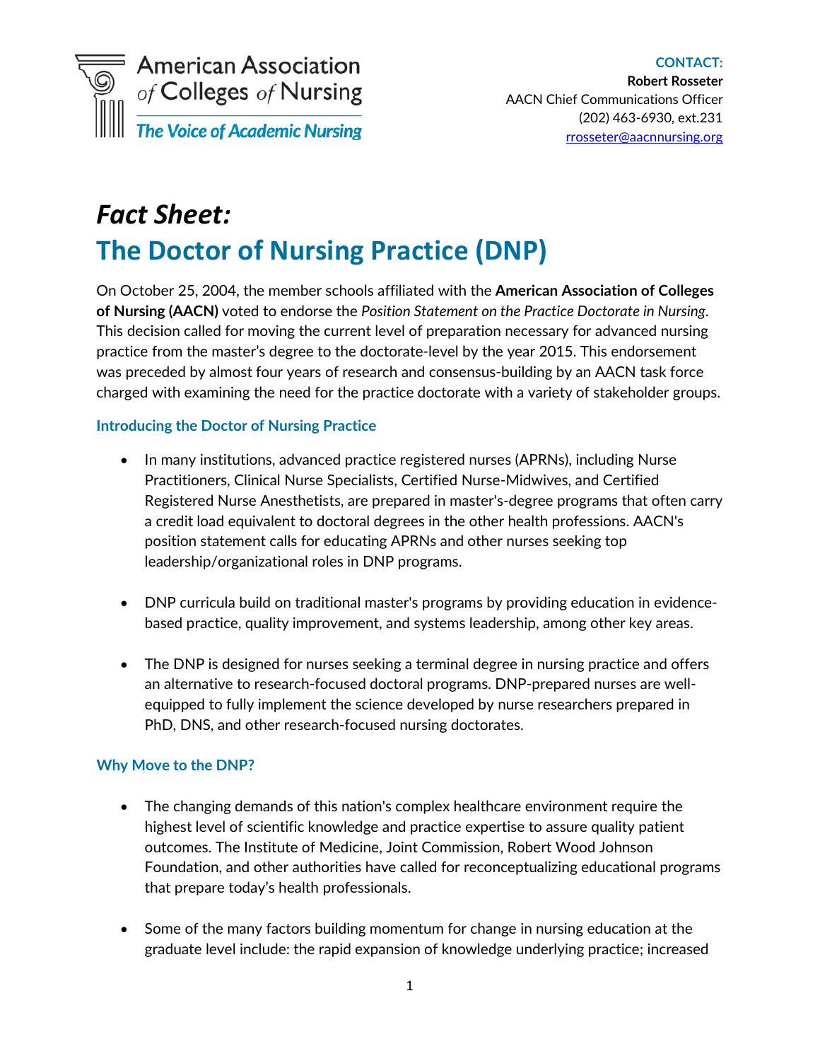American Association of Colleges of Nursing

*The Voice of Academic Nursing*

**CONTACT:**
**Robert Rosseter**
AACN Chief Communications Officer
(202) 463-6930, ext.231
rrosseter@aacnnursing.org

# *Fact Sheet:*
# The Doctor of Nursing Practice (DNP)

On October 25, 2004, the member schools affiliated with the **American Association of Colleges of Nursing (AACN)** voted to endorse the *Position Statement on the Practice Doctorate in Nursing*. This decision called for moving the current level of preparation necessary for advanced nursing practice from the master's degree to the doctorate-level by the year 2015. This endorsement was preceded by almost four years of research and consensus-building by an AACN task force charged with examining the need for the practice doctorate with a variety of stakeholder groups.

### Introducing the Doctor of Nursing Practice

- In many institutions, advanced practice registered nurses (APRNs), including Nurse Practitioners, Clinical Nurse Specialists, Certified Nurse-Midwives, and Certified Registered Nurse Anesthetists, are prepared in master's-degree programs that often carry a credit load equivalent to doctoral degrees in the other health professions. AACN's position statement calls for educating APRNs and other nurses seeking top leadership/organizational roles in DNP programs.

- DNP curricula build on traditional master's programs by providing education in evidence-based practice, quality improvement, and systems leadership, among other key areas.

- The DNP is designed for nurses seeking a terminal degree in nursing practice and offers an alternative to research-focused doctoral programs. DNP-prepared nurses are well-equipped to fully implement the science developed by nurse researchers prepared in PhD, DNS, and other research-focused nursing doctorates.

### Why Move to the DNP?

- The changing demands of this nation's complex healthcare environment require the highest level of scientific knowledge and practice expertise to assure quality patient outcomes. The Institute of Medicine, Joint Commission, Robert Wood Johnson Foundation, and other authorities have called for reconceptualizing educational programs that prepare today's health professionals.

- Some of the many factors building momentum for change in nursing education at the graduate level include: the rapid expansion of knowledge underlying practice; increased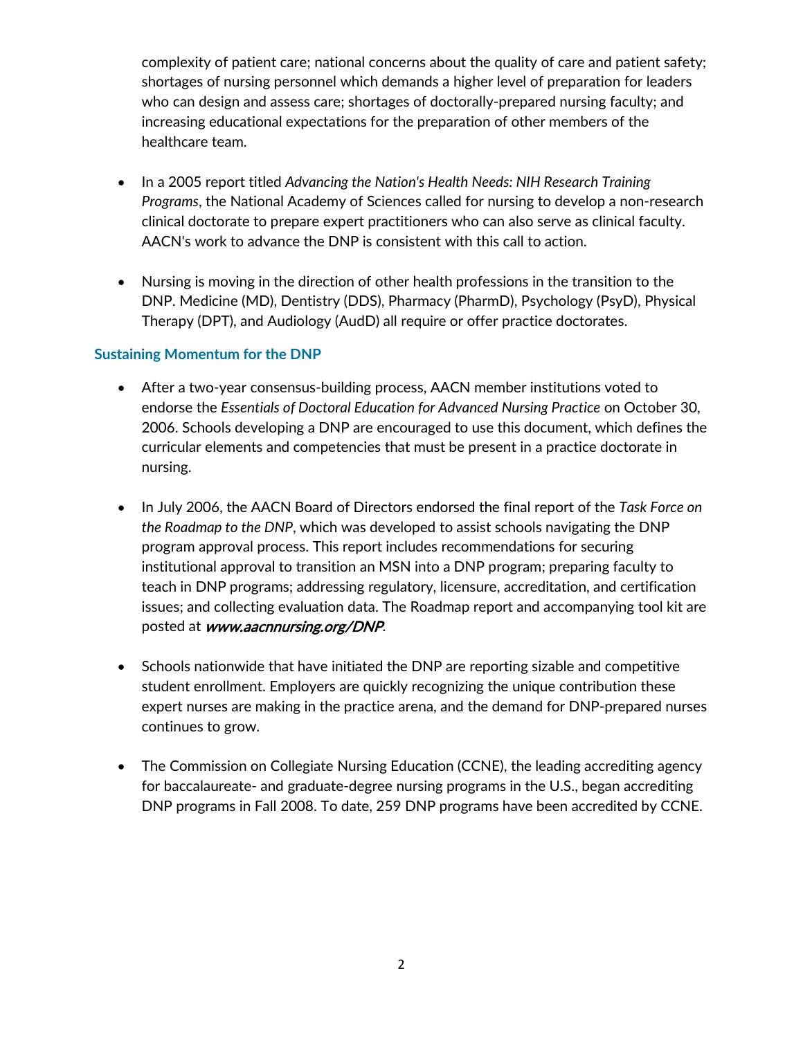complexity of patient care; national concerns about the quality of care and patient safety; shortages of nursing personnel which demands a higher level of preparation for leaders who can design and assess care; shortages of doctorally-prepared nursing faculty; and increasing educational expectations for the preparation of other members of the healthcare team.

- In a 2005 report titled *Advancing the Nation's Health Needs: NIH Research Training Programs*, the National Academy of Sciences called for nursing to develop a non-research clinical doctorate to prepare expert practitioners who can also serve as clinical faculty. AACN's work to advance the DNP is consistent with this call to action.

- Nursing is moving in the direction of other health professions in the transition to the DNP. Medicine (MD), Dentistry (DDS), Pharmacy (PharmD), Psychology (PsyD), Physical Therapy (DPT), and Audiology (AudD) all require or offer practice doctorates.

### Sustaining Momentum for the DNP

- After a two-year consensus-building process, AACN member institutions voted to endorse the *Essentials of Doctoral Education for Advanced Nursing Practice* on October 30, 2006. Schools developing a DNP are encouraged to use this document, which defines the curricular elements and competencies that must be present in a practice doctorate in nursing.

- In July 2006, the AACN Board of Directors endorsed the final report of the *Task Force on the Roadmap to the DNP*, which was developed to assist schools navigating the DNP program approval process. This report includes recommendations for securing institutional approval to transition an MSN into a DNP program; preparing faculty to teach in DNP programs; addressing regulatory, licensure, accreditation, and certification issues; and collecting evaluation data. The Roadmap report and accompanying tool kit are posted at ***www.aacnnursing.org/DNP***.

- Schools nationwide that have initiated the DNP are reporting sizable and competitive student enrollment. Employers are quickly recognizing the unique contribution these expert nurses are making in the practice arena, and the demand for DNP-prepared nurses continues to grow.

- The Commission on Collegiate Nursing Education (CCNE), the leading accrediting agency for baccalaureate- and graduate-degree nursing programs in the U.S., began accrediting DNP programs in Fall 2008. To date, 259 DNP programs have been accredited by CCNE.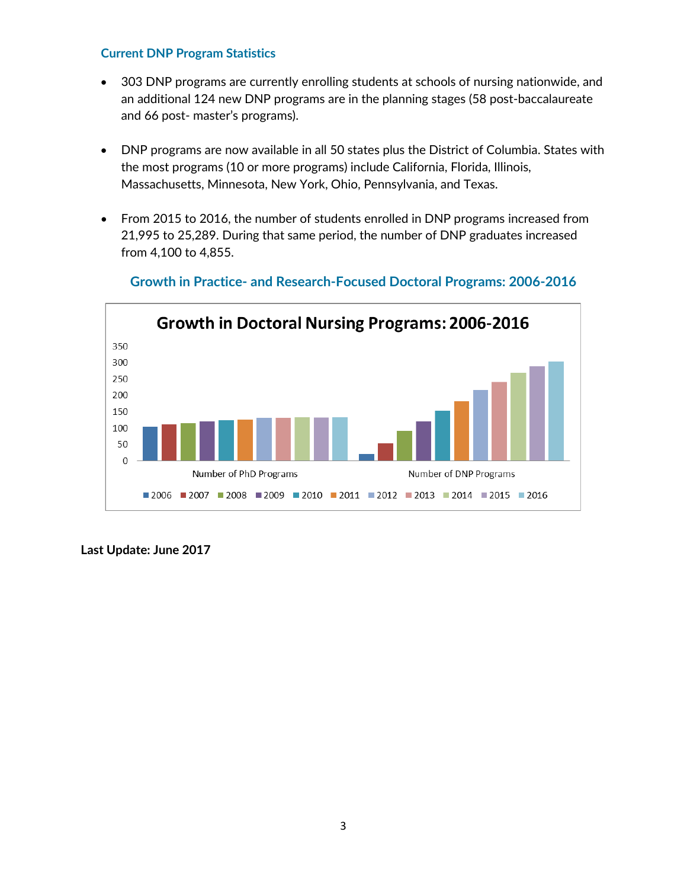### Current DNP Program Statistics

- 303 DNP programs are currently enrolling students at schools of nursing nationwide, and an additional 124 new DNP programs are in the planning stages (58 post-baccalaureate and 66 post- master's programs).

- DNP programs are now available in all 50 states plus the District of Columbia. States with the most programs (10 or more programs) include California, Florida, Illinois, Massachusetts, Minnesota, New York, Ohio, Pennsylvania, and Texas.

- From 2015 to 2016, the number of students enrolled in DNP programs increased from 21,995 to 25,289. During that same period, the number of DNP graduates increased from 4,100 to 4,855.

### Growth in Practice- and Research-Focused Doctoral Programs: 2006-2016

Growth in Doctoral Nursing Programs: 2006-2016

350
300
250
200
150
100
50
0

Number of PhD Programs
Number of DNP Programs

2006 2007 2008 2009 2010 2011 2012 2013 2014 2015 2016

**Last Update: June 2017**